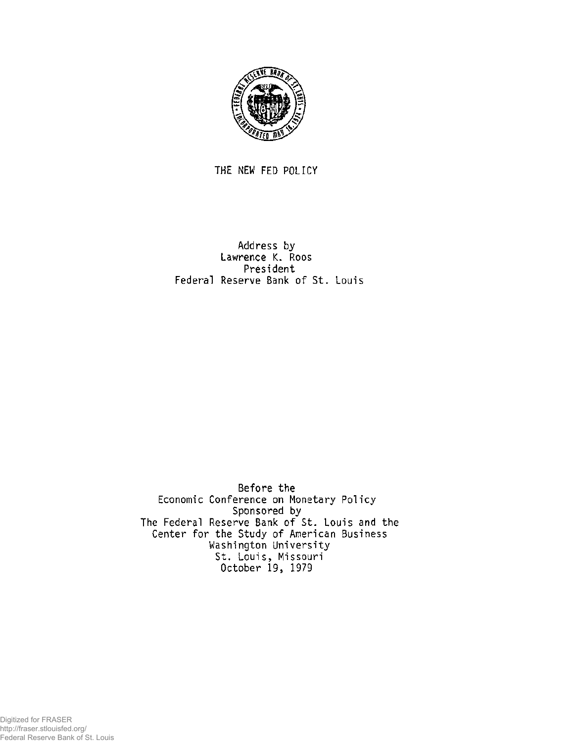# THE NEW FED POLICY

Address by
Lawrence K. Roos
President
Federal Reserve Bank of St. Louis

Before the
Economic Conference on Monetary Policy
Sponsored by
The Federal Reserve Bank of St. Louis and the
Center for the Study of American Business
Washington University
St. Louis, Missouri
October 19, 1979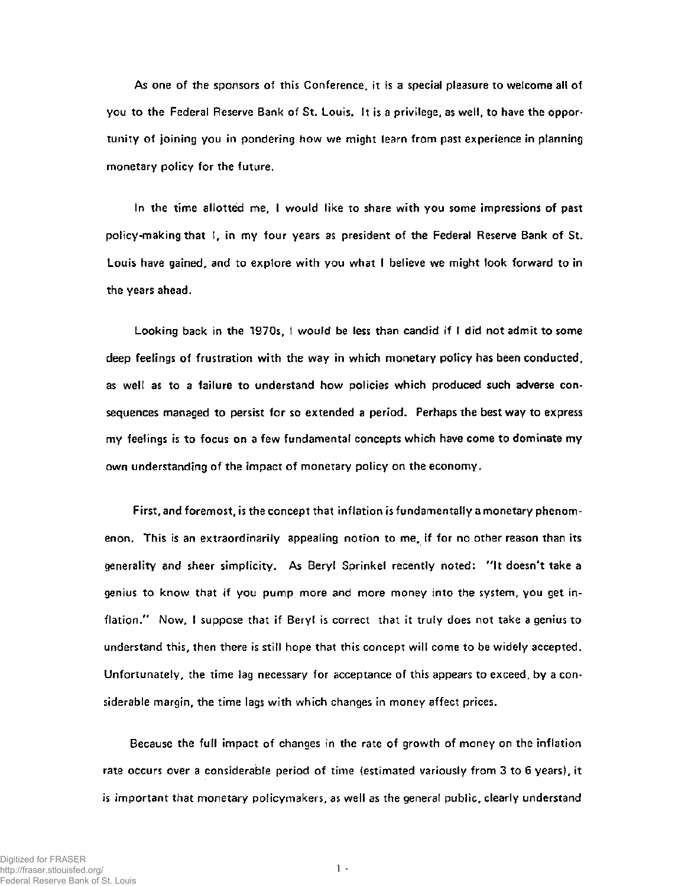As one of the sponsors of this Conference, it is a special pleasure to welcome all of you to the Federal Reserve Bank of St. Louis. It is a privilege, as well, to have the opportunity of joining you in pondering how we might learn from past experience in planning monetary policy for the future.

In the time allotted me, I would like to share with you some impressions of past policy-making that I, in my four years as president of the Federal Reserve Bank of St. Louis have gained, and to explore with you what I believe we might look forward to in the years ahead.

Looking back in the 1970s, I would be less than candid if I did not admit to some deep feelings of frustration with the way in which monetary policy has been conducted, as well as to a failure to understand how policies which produced such adverse consequences managed to persist for so extended a period. Perhaps the best way to express my feelings is to focus on a few fundamental concepts which have come to dominate my own understanding of the impact of monetary policy on the economy.

First, and foremost, is the concept that inflation is fundamentally a monetary phenomenon. This is an extraordinarily appealing notion to me, if for no other reason than its generality and sheer simplicity. As Beryl Sprinkel recently noted: "It doesn't take a genius to know that if you pump more and more money into the system, you get inflation." Now, I suppose that if Beryl is correct that it truly does not take a genius to understand this, then there is still hope that this concept will come to be widely accepted. Unfortunately, the time lag necessary for acceptance of this appears to exceed, by a considerable margin, the time lags with which changes in money affect prices.

Because the full impact of changes in the rate of growth of money on the inflation rate occurs over a considerable period of time (estimated variously from 3 to 6 years), it is important that monetary policymakers, as well as the general public, clearly understand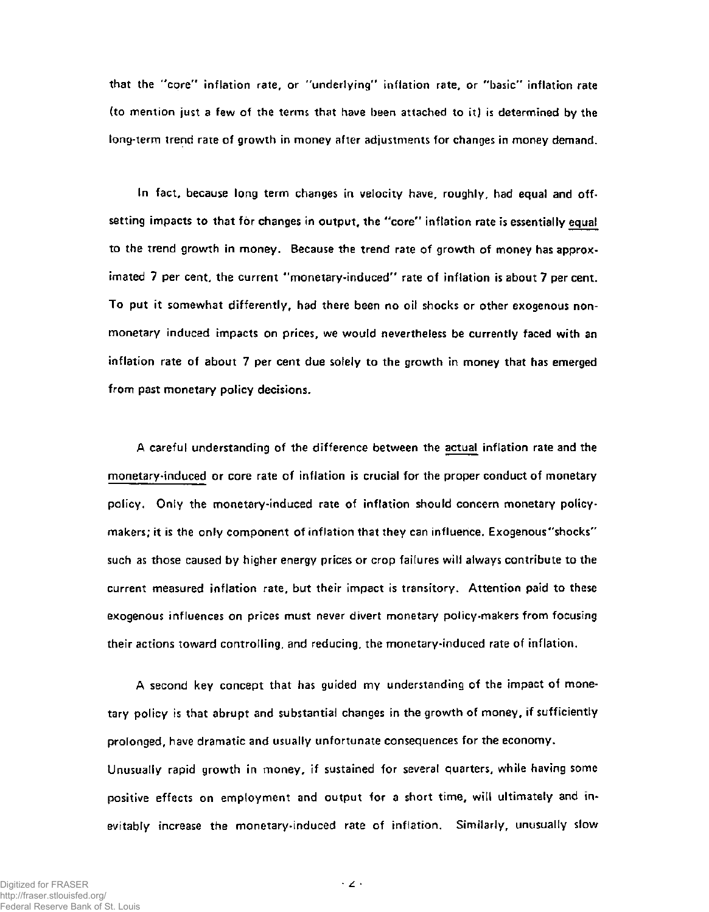that the "core" inflation rate, or "underlying" inflation rate, or "basic" inflation rate (to mention just a few of the terms that have been attached to it) is determined by the long-term trend rate of growth in money after adjustments for changes in money demand.

In fact, because long term changes in velocity have, roughly, had equal and offsetting impacts to that for changes in output, the "core" inflation rate is essentially <u>equal</u> to the trend growth in money. Because the trend rate of growth of money has approximated 7 per cent, the current "monetary-induced" rate of inflation is about 7 per cent. To put it somewhat differently, had there been no oil shocks or other exogenous non-monetary induced impacts on prices, we would nevertheless be currently faced with an inflation rate of about 7 per cent due solely to the growth in money that has emerged from past monetary policy decisions.

A careful understanding of the difference between the <u>actual</u> inflation rate and the <u>monetary-induced</u> or core rate of inflation is crucial for the proper conduct of monetary policy. Only the monetary-induced rate of inflation should concern monetary policy-makers; it is the only component of inflation that they can influence. Exogenous "shocks" such as those caused by higher energy prices or crop failures will always contribute to the current measured inflation rate, but their impact is transitory. Attention paid to these exogenous influences on prices must never divert monetary policy-makers from focusing their actions toward controlling, and reducing, the monetary-induced rate of inflation.

A second key concept that has guided my understanding of the impact of monetary policy is that abrupt and substantial changes in the growth of money, if sufficiently prolonged, have dramatic and usually unfortunate consequences for the economy. Unusually rapid growth in money, if sustained for several quarters, while having some positive effects on employment and output for a short time, will ultimately and inevitably increase the monetary-induced rate of inflation. Similarly, unusually slow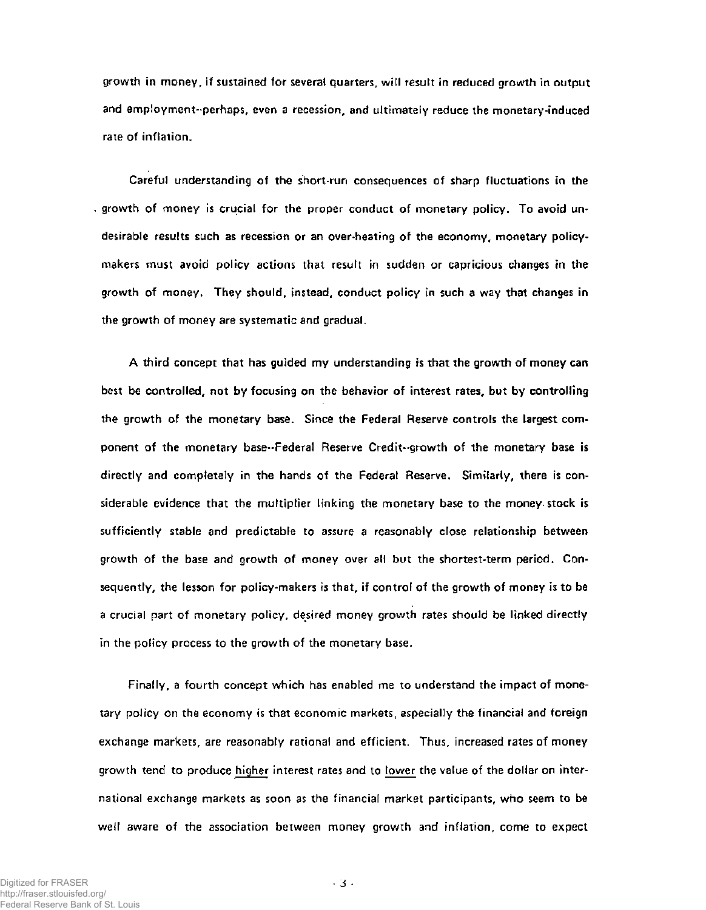growth in money, if sustained for several quarters, will result in reduced growth in output and employment--perhaps, even a recession, and ultimately reduce the monetary-induced rate of inflation.

Careful understanding of the short-run consequences of sharp fluctuations in the growth of money is crucial for the proper conduct of monetary policy. To avoid undesirable results such as recession or an over-heating of the economy, monetary policy-makers must avoid policy actions that result in sudden or capricious changes in the growth of money. They should, instead, conduct policy in such a way that changes in the growth of money are systematic and gradual.

A third concept that has guided my understanding is that the growth of money can best be controlled, not by focusing on the behavior of interest rates, but by controlling the growth of the monetary base. Since the Federal Reserve controls the largest component of the monetary base--Federal Reserve Credit--growth of the monetary base is directly and completely in the hands of the Federal Reserve. Similarly, there is considerable evidence that the multiplier linking the monetary base to the money stock is sufficiently stable and predictable to assure a reasonably close relationship between growth of the base and growth of money over all but the shortest-term period. Consequently, the lesson for policy-makers is that, if control of the growth of money is to be a crucial part of monetary policy, desired money growth rates should be linked directly in the policy process to the growth of the monetary base.

Finally, a fourth concept which has enabled me to understand the impact of monetary policy on the economy is that economic markets, especially the financial and foreign exchange markets, are reasonably rational and efficient. Thus, increased rates of money growth tend to produce <u>higher</u> interest rates and to <u>lower</u> the value of the dollar on international exchange markets as soon as the financial market participants, who seem to be well aware of the association between money growth and inflation, come to expect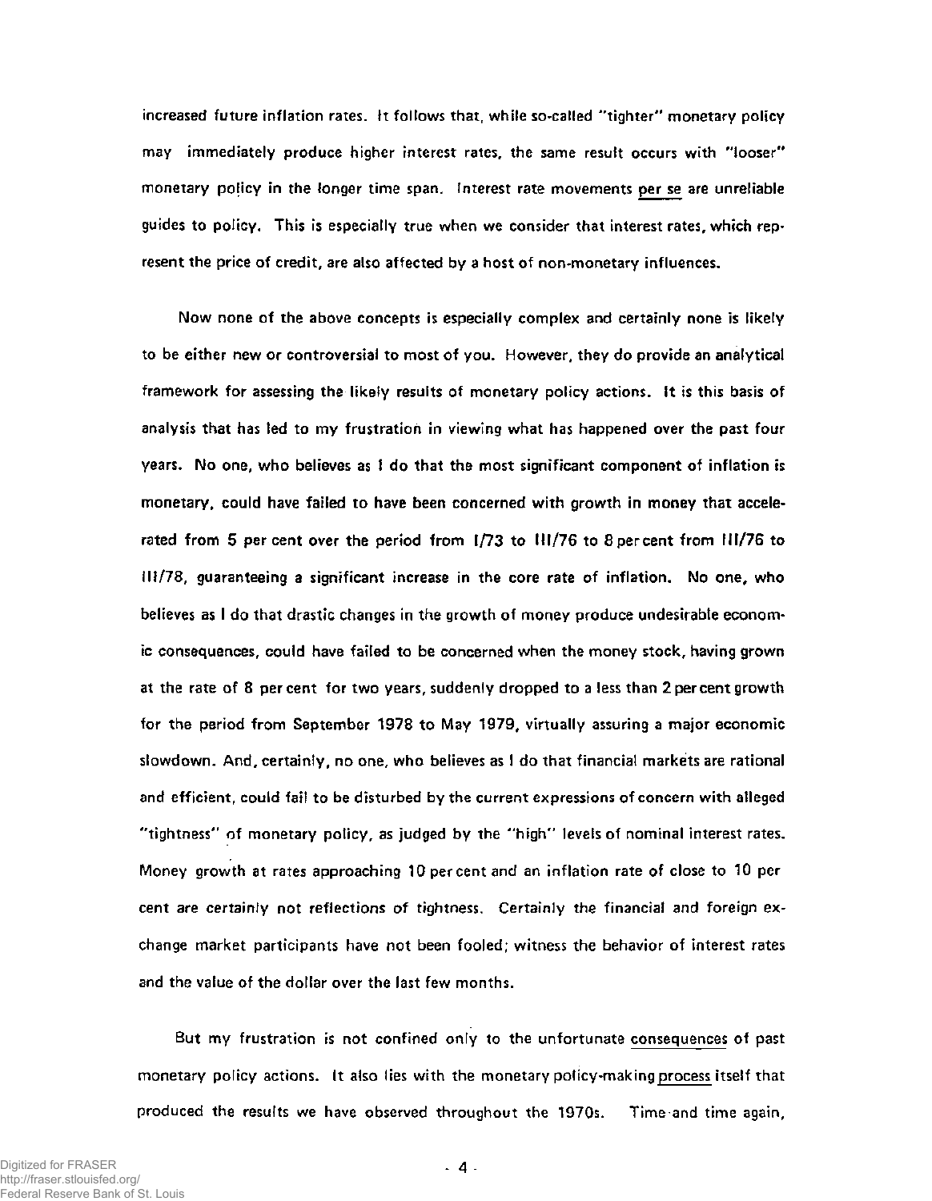increased future inflation rates. It follows that, while so-called "tighter" monetary policy may immediately produce higher interest rates, the same result occurs with "looser" monetary policy in the longer time span. Interest rate movements per se are unreliable guides to policy. This is especially true when we consider that interest rates, which represent the price of credit, are also affected by a host of non-monetary influences.

Now none of the above concepts is especially complex and certainly none is likely to be either new or controversial to most of you. However, they do provide an analytical framework for assessing the likely results of monetary policy actions. It is this basis of analysis that has led to my frustration in viewing what has happened over the past four years. No one, who believes as I do that the most significant component of inflation is monetary, could have failed to have been concerned with growth in money that accelerated from 5 per cent over the period from I/73 to III/76 to 8 per cent from III/76 to III/78, guaranteeing a significant increase in the core rate of inflation. No one, who believes as I do that drastic changes in the growth of money produce undesirable economic consequences, could have failed to be concerned when the money stock, having grown at the rate of 8 per cent for two years, suddenly dropped to a less than 2 per cent growth for the period from September 1978 to May 1979, virtually assuring a major economic slowdown. And, certainly, no one, who believes as I do that financial markets are rational and efficient, could fail to be disturbed by the current expressions of concern with alleged "tightness" of monetary policy, as judged by the "high" levels of nominal interest rates. Money growth at rates approaching 10 per cent and an inflation rate of close to 10 per cent are certainly not reflections of tightness. Certainly the financial and foreign exchange market participants have not been fooled; witness the behavior of interest rates and the value of the dollar over the last few months.

But my frustration is not confined only to the unfortunate consequences of past monetary policy actions. It also lies with the monetary policy-making process itself that produced the results we have observed throughout the 1970s. Time and time again,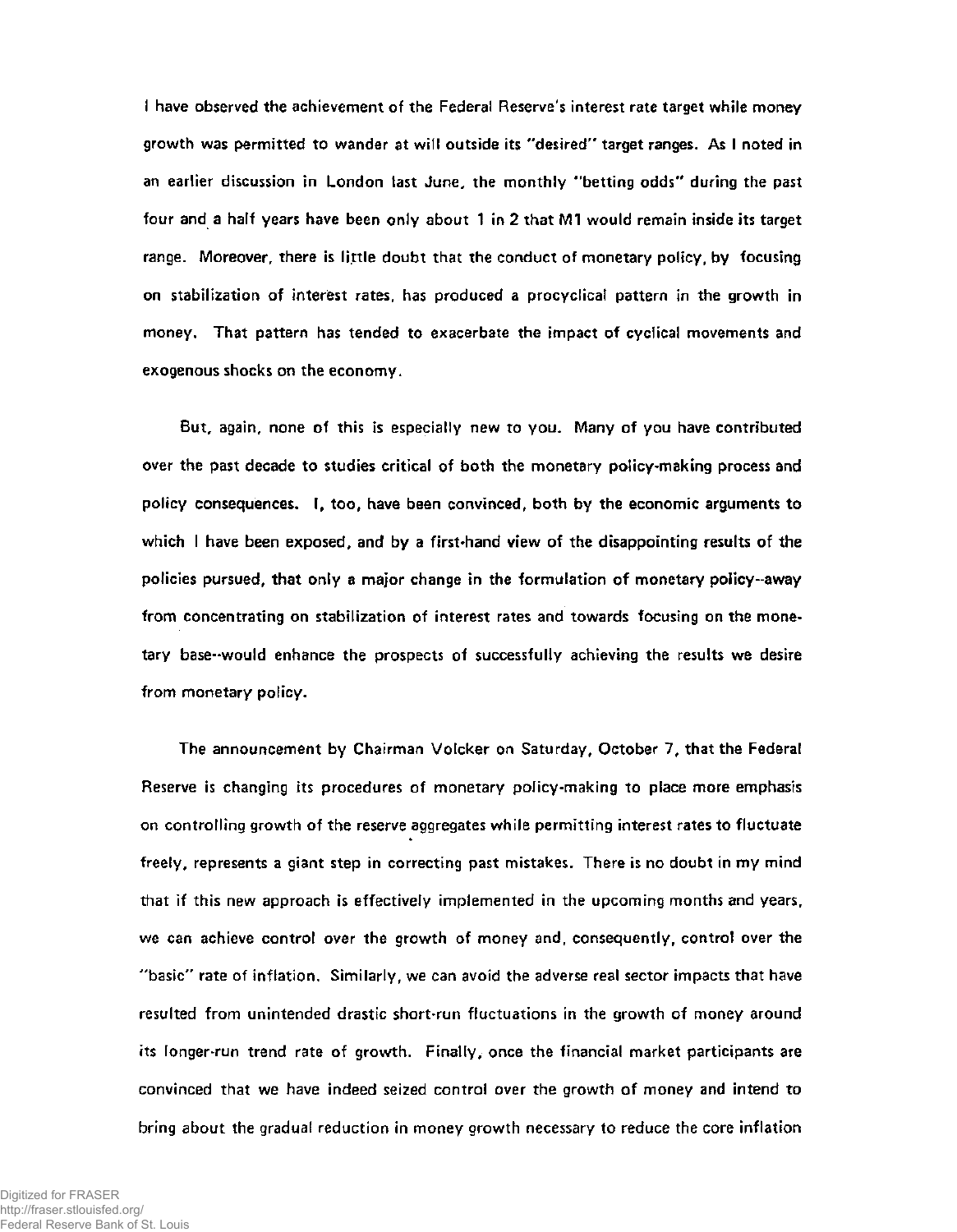I have observed the achievement of the Federal Reserve's interest rate target while money growth was permitted to wander at will outside its "desired" target ranges. As I noted in an earlier discussion in London last June, the monthly "betting odds" during the past four and a half years have been only about 1 in 2 that M1 would remain inside its target range. Moreover, there is little doubt that the conduct of monetary policy, by focusing on stabilization of interest rates, has produced a procyclical pattern in the growth in money. That pattern has tended to exacerbate the impact of cyclical movements and exogenous shocks on the economy.

But, again, none of this is especially new to you. Many of you have contributed over the past decade to studies critical of both the monetary policy-making process and policy consequences. I, too, have been convinced, both by the economic arguments to which I have been exposed, and by a first-hand view of the disappointing results of the policies pursued, that only a major change in the formulation of monetary policy--away from concentrating on stabilization of interest rates and towards focusing on the monetary base--would enhance the prospects of successfully achieving the results we desire from monetary policy.

The announcement by Chairman Volcker on Saturday, October 7, that the Federal Reserve is changing its procedures of monetary policy-making to place more emphasis on controlling growth of the reserve aggregates while permitting interest rates to fluctuate freely, represents a giant step in correcting past mistakes. There is no doubt in my mind that if this new approach is effectively implemented in the upcoming months and years, we can achieve control over the growth of money and, consequently, control over the "basic" rate of inflation. Similarly, we can avoid the adverse real sector impacts that have resulted from unintended drastic short-run fluctuations in the growth of money around its longer-run trend rate of growth. Finally, once the financial market participants are convinced that we have indeed seized control over the growth of money and intend to bring about the gradual reduction in money growth necessary to reduce the core inflation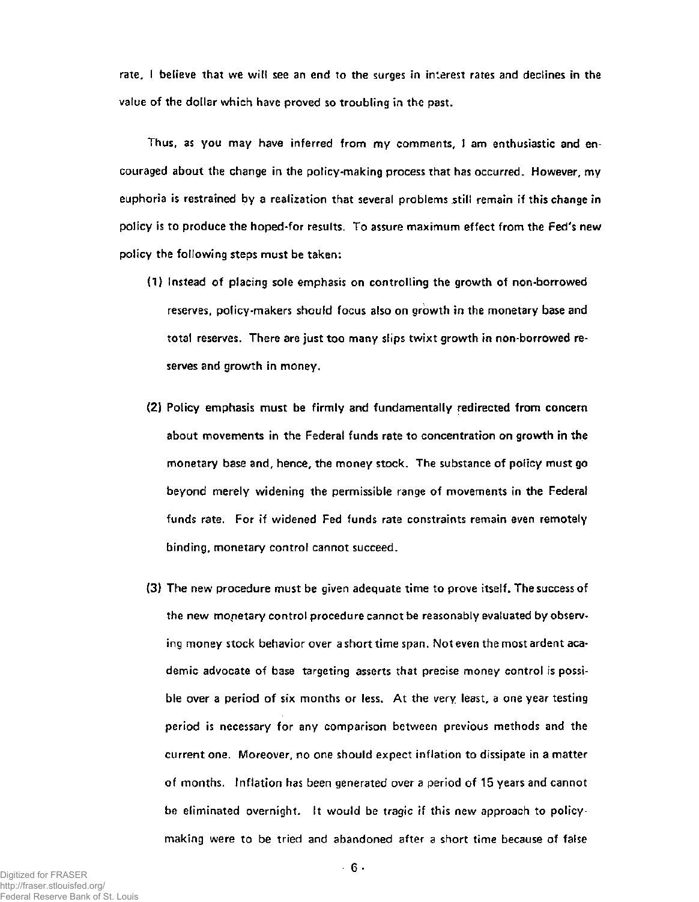rate. I believe that we will see an end to the surges in interest rates and declines in the value of the dollar which have proved so troubling in the past.

Thus, as you may have inferred from my comments, I am enthusiastic and encouraged about the change in the policy-making process that has occurred. However, my euphoria is restrained by a realization that several problems still remain if this change in policy is to produce the hoped-for results. To assure maximum effect from the Fed's new policy the following steps must be taken:

(1) Instead of placing sole emphasis on controlling the growth of non-borrowed reserves, policy-makers should focus also on growth in the monetary base and total reserves. There are just too many slips twixt growth in non-borrowed reserves and growth in money.

(2) Policy emphasis must be firmly and fundamentally redirected from concern about movements in the Federal funds rate to concentration on growth in the monetary base and, hence, the money stock. The substance of policy must go beyond merely widening the permissible range of movements in the Federal funds rate. For if widened Fed funds rate constraints remain even remotely binding, monetary control cannot succeed.

(3) The new procedure must be given adequate time to prove itself. The success of the new monetary control procedure cannot be reasonably evaluated by observing money stock behavior over a short time span. Not even the most ardent academic advocate of base targeting asserts that precise money control is possible over a period of six months or less. At the very least, a one year testing period is necessary for any comparison between previous methods and the current one. Moreover, no one should expect inflation to dissipate in a matter of months. Inflation has been generated over a period of 15 years and cannot be eliminated overnight. It would be tragic if this new approach to policy-making were to be tried and abandoned after a short time because of false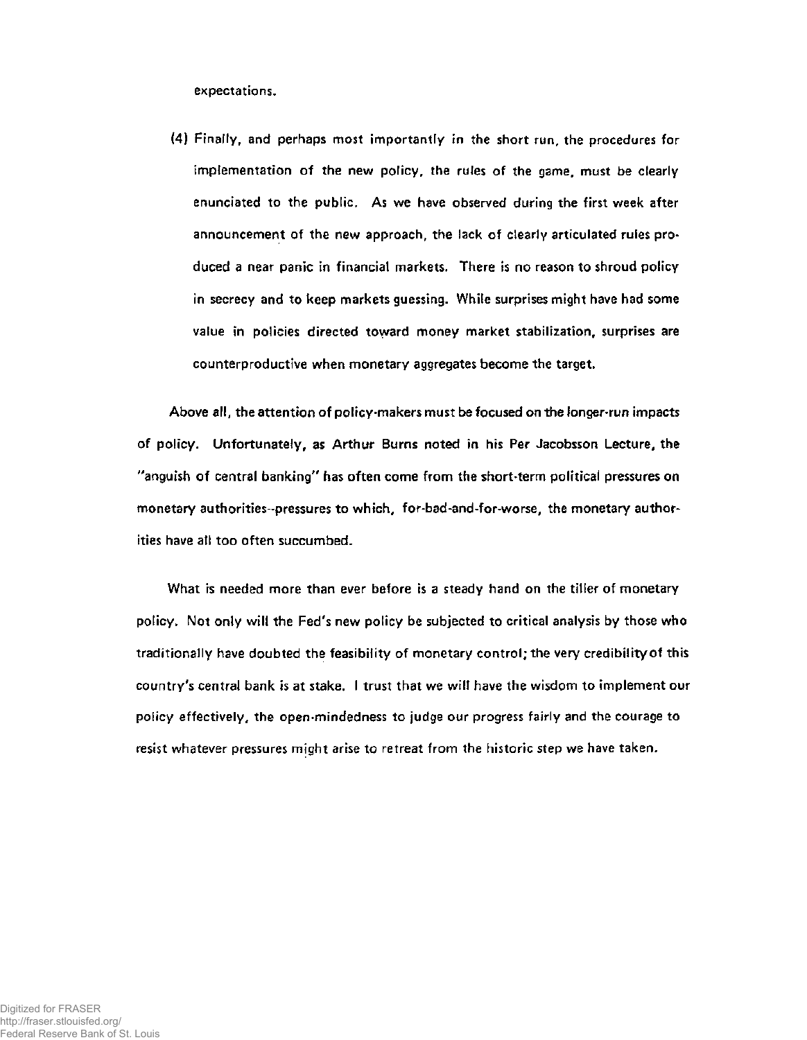expectations.

(4) Finally, and perhaps most importantly in the short run, the procedures for implementation of the new policy, the rules of the game, must be clearly enunciated to the public. As we have observed during the first week after announcement of the new approach, the lack of clearly articulated rules produced a near panic in financial markets. There is no reason to shroud policy in secrecy and to keep markets guessing. While surprises might have had some value in policies directed toward money market stabilization, surprises are counterproductive when monetary aggregates become the target.

Above all, the attention of policy-makers must be focused on the longer-run impacts of policy. Unfortunately, as Arthur Burns noted in his Per Jacobsson Lecture, the "anguish of central banking" has often come from the short-term political pressures on monetary authorities--pressures to which, for-bad-and-for-worse, the monetary authorities have all too often succumbed.

What is needed more than ever before is a steady hand on the tiller of monetary policy. Not only will the Fed's new policy be subjected to critical analysis by those who traditionally have doubted the feasibility of monetary control; the very credibility of this country's central bank is at stake. I trust that we will have the wisdom to implement our policy effectively, the open-mindedness to judge our progress fairly and the courage to resist whatever pressures might arise to retreat from the historic step we have taken.